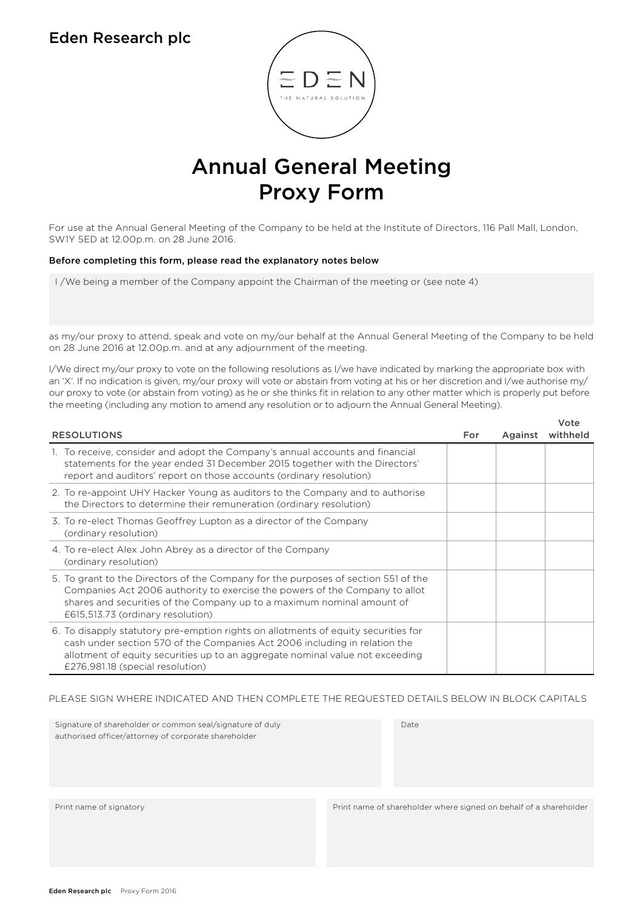Eden Research plc

# Annual General Meeting Proxy Form

For use at the Annual General Meeting of the Company to be held at the Institute of Directors, 116 Pall Mall, London, SW1Y 5ED at 12.00p.m. on 28 June 2016.

**Before completing this form, please read the explanatory notes below**

I /We being a member of the Company appoint the Chairman of the meeting or (see note 4)

as my/our proxy to attend, speak and vote on my/our behalf at the Annual General Meeting of the Company to be held on 28 June 2016 at 12.00p.m. and at any adjournment of the meeting.

I/We direct my/our proxy to vote on the following resolutions as I/we have indicated by marking the appropriate box with an 'X'. If no indication is given, my/our proxy will vote or abstain from voting at his or her discretion and I/we authorise my/our proxy to vote (or abstain from voting) as he or she thinks fit in relation to any other matter which is properly put before the meeting (including any motion to amend any resolution or to adjourn the Annual General Meeting).

| RESOLUTIONS | For | Against | Vote withheld |
|---|---|---|---|
| 1. To receive, consider and adopt the Company's annual accounts and financial statements for the year ended 31 December 2015 together with the Directors' report and auditors' report on those accounts (ordinary resolution) | | | |
| 2. To re-appoint UHY Hacker Young as auditors to the Company and to authorise the Directors to determine their remuneration (ordinary resolution) | | | |
| 3. To re-elect Thomas Geoffrey Lupton as a director of the Company (ordinary resolution) | | | |
| 4. To re-elect Alex John Abrey as a director of the Company (ordinary resolution) | | | |
| 5. To grant to the Directors of the Company for the purposes of section 551 of the Companies Act 2006 authority to exercise the powers of the Company to allot shares and securities of the Company up to a maximum nominal amount of £615,513.73 (ordinary resolution) | | | |
| 6. To disapply statutory pre-emption rights on allotments of equity securities for cash under section 570 of the Companies Act 2006 including in relation the allotment of equity securities up to an aggregate nominal value not exceeding £276,981.18 (special resolution) | | | |

PLEASE SIGN WHERE INDICATED AND THEN COMPLETE THE REQUESTED DETAILS BELOW IN BLOCK CAPITALS

Signature of shareholder or common seal/signature of duly authorised officer/attorney of corporate shareholder

Date

Print name of signatory

Print name of shareholder where signed on behalf of a shareholder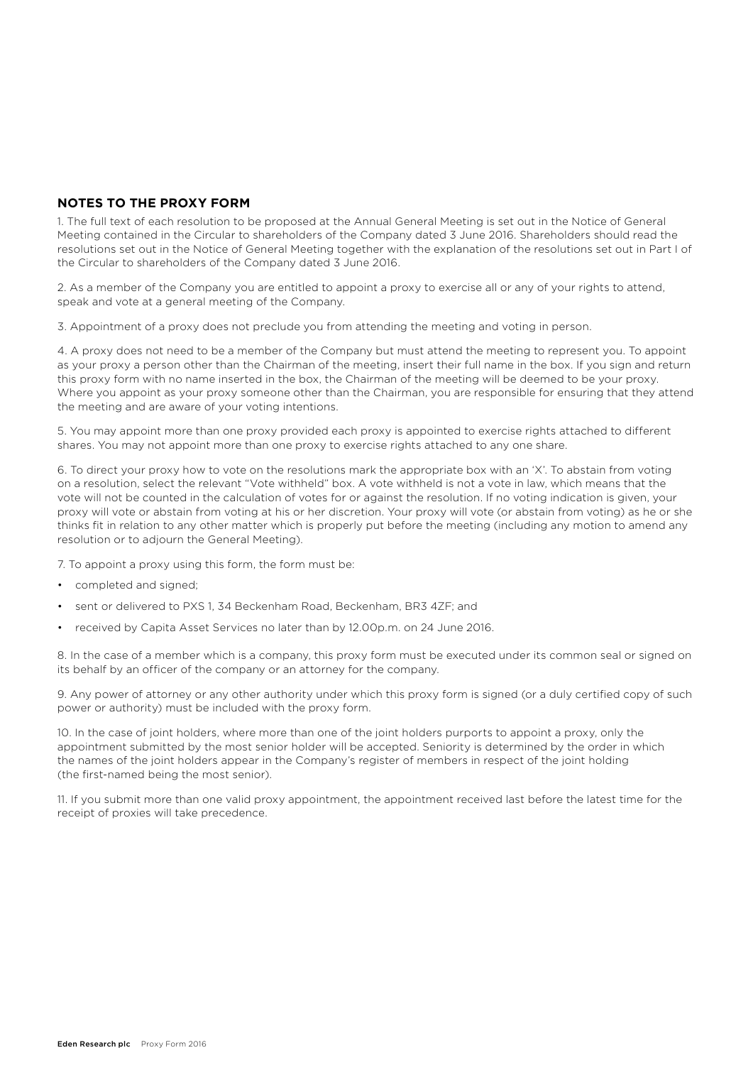## NOTES TO THE PROXY FORM

1. The full text of each resolution to be proposed at the Annual General Meeting is set out in the Notice of General Meeting contained in the Circular to shareholders of the Company dated 3 June 2016. Shareholders should read the resolutions set out in the Notice of General Meeting together with the explanation of the resolutions set out in Part I of the Circular to shareholders of the Company dated 3 June 2016.

2. As a member of the Company you are entitled to appoint a proxy to exercise all or any of your rights to attend, speak and vote at a general meeting of the Company.

3. Appointment of a proxy does not preclude you from attending the meeting and voting in person.

4. A proxy does not need to be a member of the Company but must attend the meeting to represent you. To appoint as your proxy a person other than the Chairman of the meeting, insert their full name in the box. If you sign and return this proxy form with no name inserted in the box, the Chairman of the meeting will be deemed to be your proxy. Where you appoint as your proxy someone other than the Chairman, you are responsible for ensuring that they attend the meeting and are aware of your voting intentions.

5. You may appoint more than one proxy provided each proxy is appointed to exercise rights attached to different shares. You may not appoint more than one proxy to exercise rights attached to any one share.

6. To direct your proxy how to vote on the resolutions mark the appropriate box with an 'X'. To abstain from voting on a resolution, select the relevant "Vote withheld" box. A vote withheld is not a vote in law, which means that the vote will not be counted in the calculation of votes for or against the resolution. If no voting indication is given, your proxy will vote or abstain from voting at his or her discretion. Your proxy will vote (or abstain from voting) as he or she thinks fit in relation to any other matter which is properly put before the meeting (including any motion to amend any resolution or to adjourn the General Meeting).

7. To appoint a proxy using this form, the form must be:

- completed and signed;
- sent or delivered to PXS 1, 34 Beckenham Road, Beckenham, BR3 4ZF; and
- received by Capita Asset Services no later than by 12.00p.m. on 24 June 2016.

8. In the case of a member which is a company, this proxy form must be executed under its common seal or signed on its behalf by an officer of the company or an attorney for the company.

9. Any power of attorney or any other authority under which this proxy form is signed (or a duly certified copy of such power or authority) must be included with the proxy form.

10. In the case of joint holders, where more than one of the joint holders purports to appoint a proxy, only the appointment submitted by the most senior holder will be accepted. Seniority is determined by the order in which the names of the joint holders appear in the Company's register of members in respect of the joint holding (the first-named being the most senior).

11. If you submit more than one valid proxy appointment, the appointment received last before the latest time for the receipt of proxies will take precedence.